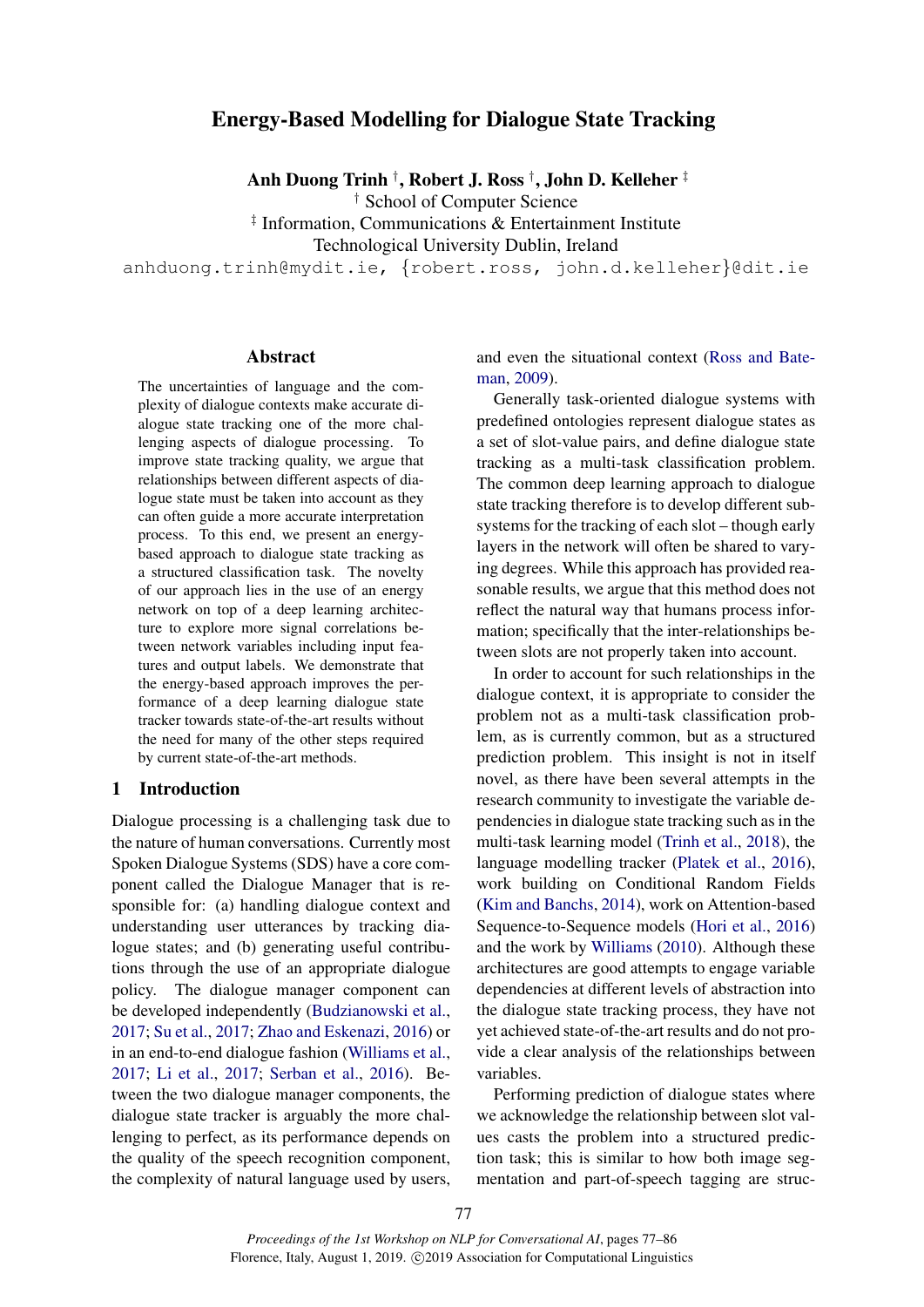# Energy-Based Modelling for Dialogue State Tracking

**Anh Duong Trinh** [†], **Robert J. Ross** [†], **John D. Kelleher** [‡]

[†] School of Computer Science
[‡] Information, Communications & Entertainment Institute
Technological University Dublin, Ireland

anhduong.trinh@mydit.ie, {robert.ross, john.d.kelleher}@dit.ie

## Abstract

The uncertainties of language and the complexity of dialogue contexts make accurate dialogue state tracking one of the more challenging aspects of dialogue processing. To improve state tracking quality, we argue that relationships between different aspects of dialogue state must be taken into account as they can often guide a more accurate interpretation process. To this end, we present an energy-based approach to dialogue state tracking as a structured classification task. The novelty of our approach lies in the use of an energy network on top of a deep learning architecture to explore more signal correlations between network variables including input features and output labels. We demonstrate that the energy-based approach improves the performance of a deep learning dialogue state tracker towards state-of-the-art results without the need for many of the other steps required by current state-of-the-art methods.

## 1 Introduction

Dialogue processing is a challenging task due to the nature of human conversations. Currently most Spoken Dialogue Systems (SDS) have a core component called the Dialogue Manager that is responsible for: (a) handling dialogue context and understanding user utterances by tracking dialogue states; and (b) generating useful contributions through the use of an appropriate dialogue policy. The dialogue manager component can be developed independently (Budzianowski et al., 2017; Su et al., 2017; Zhao and Eskenazi, 2016) or in an end-to-end dialogue fashion (Williams et al., 2017; Li et al., 2017; Serban et al., 2016). Between the two dialogue manager components, the dialogue state tracker is arguably the more challenging to perfect, as its performance depends on the quality of the speech recognition component, the complexity of natural language used by users, and even the situational context (Ross and Bateman, 2009).

Generally task-oriented dialogue systems with predefined ontologies represent dialogue states as a set of slot-value pairs, and define dialogue state tracking as a multi-task classification problem. The common deep learning approach to dialogue state tracking therefore is to develop different subsystems for the tracking of each slot – though early layers in the network will often be shared to varying degrees. While this approach has provided reasonable results, we argue that this method does not reflect the natural way that humans process information; specifically that the inter-relationships between slots are not properly taken into account.

In order to account for such relationships in the dialogue context, it is appropriate to consider the problem not as a multi-task classification problem, as is currently common, but as a structured prediction problem. This insight is not in itself novel, as there have been several attempts in the research community to investigate the variable dependencies in dialogue state tracking such as in the multi-task learning model (Trinh et al., 2018), the language modelling tracker (Platek et al., 2016), work building on Conditional Random Fields (Kim and Banchs, 2014), work on Attention-based Sequence-to-Sequence models (Hori et al., 2016) and the work by Williams (2010). Although these architectures are good attempts to engage variable dependencies at different levels of abstraction into the dialogue state tracking process, they have not yet achieved state-of-the-art results and do not provide a clear analysis of the relationships between variables.

Performing prediction of dialogue states where we acknowledge the relationship between slot values casts the problem into a structured prediction task; this is similar to how both image segmentation and part-of-speech tagging are struc-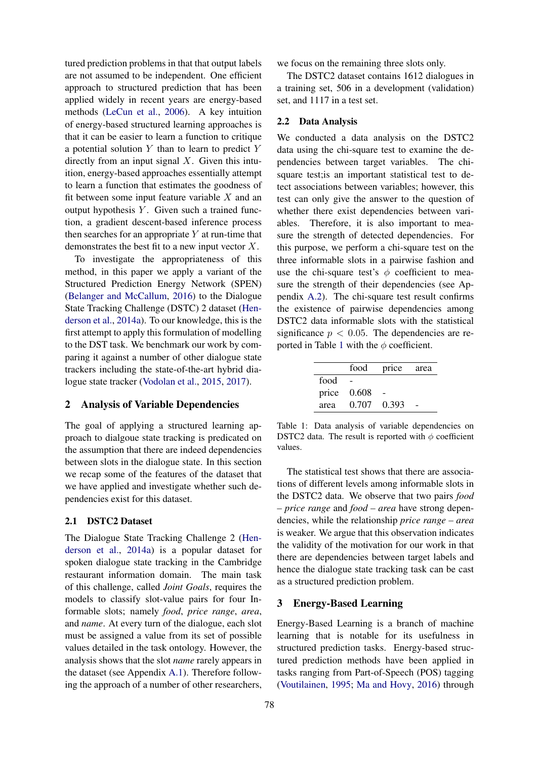tured prediction problems in that that output labels are not assumed to be independent. One efficient approach to structured prediction that has been applied widely in recent years are energy-based methods (LeCun et al., 2006). A key intuition of energy-based structured learning approaches is that it can be easier to learn a function to critique a potential solution $Y$ than to learn to predict $Y$ directly from an input signal $X$. Given this intuition, energy-based approaches essentially attempt to learn a function that estimates the goodness of fit between some input feature variable $X$ and an output hypothesis $Y$. Given such a trained function, a gradient descent-based inference process then searches for an appropriate $Y$ at run-time that demonstrates the best fit to a new input vector $X$.

To investigate the appropriateness of this method, in this paper we apply a variant of the Structured Prediction Energy Network (SPEN) (Belanger and McCallum, 2016) to the Dialogue State Tracking Challenge (DSTC) 2 dataset (Henderson et al., 2014a). To our knowledge, this is the first attempt to apply this formulation of modelling to the DST task. We benchmark our work by comparing it against a number of other dialogue state trackers including the state-of-the-art hybrid dialogue state tracker (Vodolan et al., 2015, 2017).

## 2 Analysis of Variable Dependencies

The goal of applying a structured learning approach to dialgoue state tracking is predicated on the assumption that there are indeed dependencies between slots in the dialogue state. In this section we recap some of the features of the dataset that we have applied and investigate whether such dependencies exist for this dataset.

### 2.1 DSTC2 Dataset

The Dialogue State Tracking Challenge 2 (Henderson et al., 2014a) is a popular dataset for spoken dialogue state tracking in the Cambridge restaurant information domain. The main task of this challenge, called *Joint Goals*, requires the models to classify slot-value pairs for four Informable slots; namely *food*, *price range*, *area*, and *name*. At every turn of the dialogue, each slot must be assigned a value from its set of possible values detailed in the task ontology. However, the analysis shows that the slot *name* rarely appears in the dataset (see Appendix A.1). Therefore following the approach of a number of other researchers, we focus on the remaining three slots only.

The DSTC2 dataset contains 1612 dialogues in a training set, 506 in a development (validation) set, and 1117 in a test set.

### 2.2 Data Analysis

We conducted a data analysis on the DSTC2 data using the chi-square test to examine the dependencies between target variables. The chi-square test;is an important statistical test to detect associations between variables; however, this test can only give the answer to the question of whether there exist dependencies between variables. Therefore, it is also important to measure the strength of detected dependencies. For this purpose, we perform a chi-square test on the three informable slots in a pairwise fashion and use the chi-square test's $\phi$ coefficient to measure the strength of their dependencies (see Appendix A.2). The chi-square test result confirms the existence of pairwise dependencies among DSTC2 data informable slots with the statistical significance $p < 0.05$. The dependencies are reported in Table 1 with the $\phi$ coefficient.

| | food | price | area |
|---|---|---|---|
| food | - | | |
| price | 0.608 | - | |
| area | 0.707 | 0.393 | - |

Table 1: Data analysis of variable dependencies on DSTC2 data. The result is reported with $\phi$ coefficient values.

The statistical test shows that there are associations of different levels among informable slots in the DSTC2 data. We observe that two pairs *food – price range* and *food – area* have strong dependencies, while the relationship *price range – area* is weaker. We argue that this observation indicates the validity of the motivation for our work in that there are dependencies between target labels and hence the dialogue state tracking task can be cast as a structured prediction problem.

## 3 Energy-Based Learning

Energy-Based Learning is a branch of machine learning that is notable for its usefulness in structured prediction tasks. Energy-based structured prediction methods have been applied in tasks ranging from Part-of-Speech (POS) tagging (Voutilainen, 1995; Ma and Hovy, 2016) through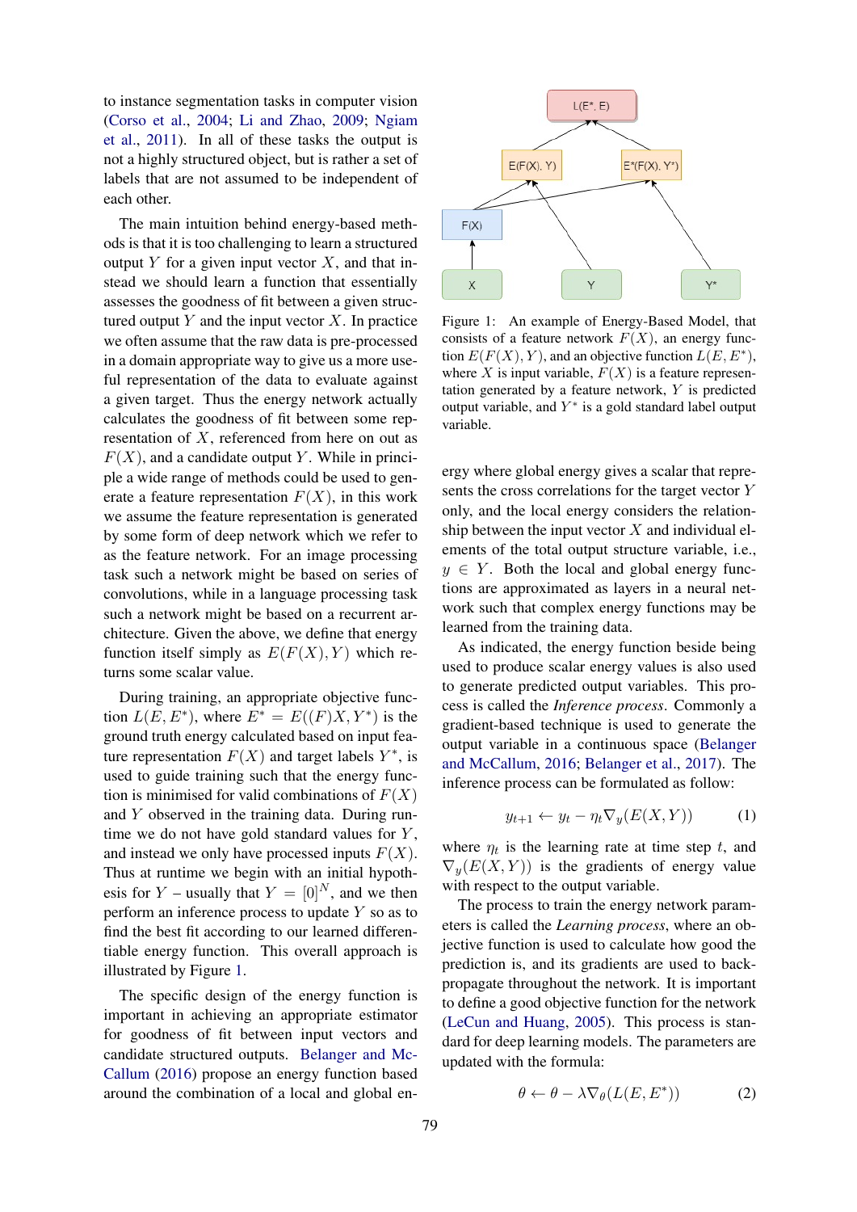to instance segmentation tasks in computer vision (Corso et al., 2004; Li and Zhao, 2009; Ngiam et al., 2011). In all of these tasks the output is not a highly structured object, but is rather a set of labels that are not assumed to be independent of each other.

The main intuition behind energy-based methods is that it is too challenging to learn a structured output $Y$ for a given input vector $X$, and that instead we should learn a function that essentially assesses the goodness of fit between a given structured output $Y$ and the input vector $X$. In practice we often assume that the raw data is pre-processed in a domain appropriate way to give us a more useful representation of the data to evaluate against a given target. Thus the energy network actually calculates the goodness of fit between some representation of $X$, referenced from here on out as $F(X)$, and a candidate output $Y$. While in principle a wide range of methods could be used to generate a feature representation $F(X)$, in this work we assume the feature representation is generated by some form of deep network which we refer to as the feature network. For an image processing task such a network might be based on series of convolutions, while in a language processing task such a network might be based on a recurrent architecture. Given the above, we define that energy function itself simply as $E(F(X), Y)$ which returns some scalar value.

During training, an appropriate objective function $L(E, E^*)$, where $E^* = E((F)X, Y^*)$ is the ground truth energy calculated based on input feature representation $F(X)$ and target labels $Y^*$, is used to guide training such that the energy function is minimised for valid combinations of $F(X)$ and $Y$ observed in the training data. During runtime we do not have gold standard values for $Y$, and instead we only have processed inputs $F(X)$. Thus at runtime we begin with an initial hypothesis for $Y$ – usually that $Y = [0]^N$, and we then perform an inference process to update $Y$ so as to find the best fit according to our learned differentiable energy function. This overall approach is illustrated by Figure 1.

The specific design of the energy function is important in achieving an appropriate estimator for goodness of fit between input vectors and candidate structured outputs. Belanger and McCallum (2016) propose an energy function based around the combination of a local and global energy where global energy gives a scalar that represents the cross correlations for the target vector $Y$ only, and the local energy considers the relationship between the input vector $X$ and individual elements of the total output structure variable, i.e., $y \in Y$. Both the local and global energy functions are approximated as layers in a neural network such that complex energy functions may be learned from the training data.

Figure 1: An example of Energy-Based Model, that consists of a feature network $F(X)$, an energy function $E(F(X), Y)$, and an objective function $L(E, E^*)$, where $X$ is input variable, $F(X)$ is a feature representation generated by a feature network, $Y$ is predicted output variable, and $Y^*$ is a gold standard label output variable.

As indicated, the energy function beside being used to produce scalar energy values is also used to generate predicted output variables. This process is called the *Inference process*. Commonly a gradient-based technique is used to generate the output variable in a continuous space (Belanger and McCallum, 2016; Belanger et al., 2017). The inference process can be formulated as follow:

$$y_{t+1} \leftarrow y_t - \eta_t \nabla_y (E(X, Y)) \tag{1}$$

where $\eta_t$ is the learning rate at time step $t$, and $\nabla_y (E(X, Y))$ is the gradients of energy value with respect to the output variable.

The process to train the energy network parameters is called the *Learning process*, where an objective function is used to calculate how good the prediction is, and its gradients are used to backpropagate throughout the network. It is important to define a good objective function for the network (LeCun and Huang, 2005). This process is standard for deep learning models. The parameters are updated with the formula:

$$\theta \leftarrow \theta - \lambda \nabla_\theta (L(E, E^*)) \tag{2}$$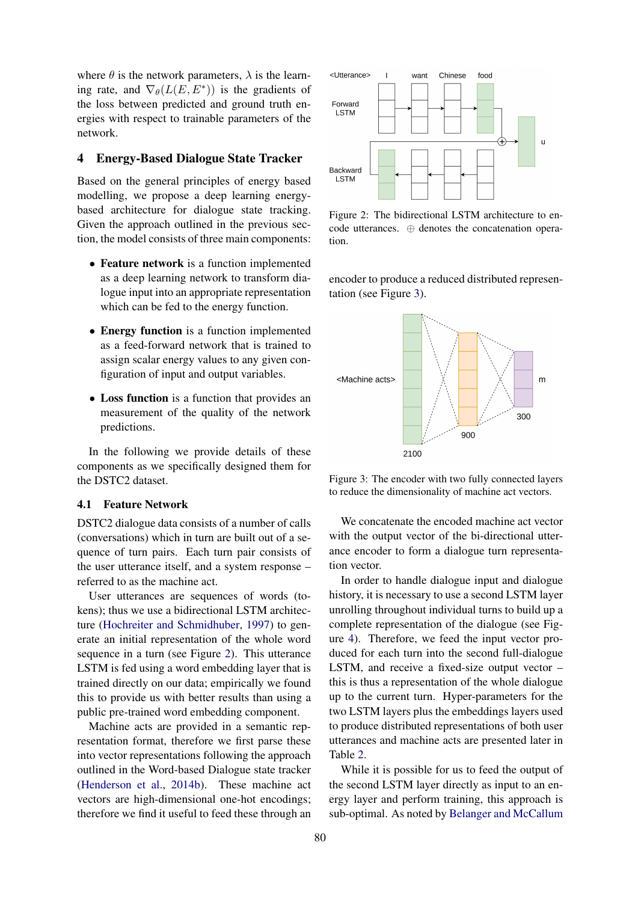where $\theta$ is the network parameters, $\lambda$ is the learning rate, and $\nabla_\theta(L(E, E^*))$ is the gradients of the loss between predicted and ground truth energies with respect to trainable parameters of the network.

## 4 Energy-Based Dialogue State Tracker

Based on the general principles of energy based modelling, we propose a deep learning energy-based architecture for dialogue state tracking. Given the approach outlined in the previous section, the model consists of three main components:

- **Feature network** is a function implemented as a deep learning network to transform dialogue input into an appropriate representation which can be fed to the energy function.
- **Energy function** is a function implemented as a feed-forward network that is trained to assign scalar energy values to any given configuration of input and output variables.
- **Loss function** is a function that provides an measurement of the quality of the network predictions.

In the following we provide details of these components as we specifically designed them for the DSTC2 dataset.

### 4.1 Feature Network

DSTC2 dialogue data consists of a number of calls (conversations) which in turn are built out of a sequence of turn pairs. Each turn pair consists of the user utterance itself, and a system response – referred to as the machine act.

User utterances are sequences of words (tokens); thus we use a bidirectional LSTM architecture (Hochreiter and Schmidhuber, 1997) to generate an initial representation of the whole word sequence in a turn (see Figure 2). This utterance LSTM is fed using a word embedding layer that is trained directly on our data; empirically we found this to provide us with better results than using a public pre-trained word embedding component.

Machine acts are provided in a semantic representation format, therefore we first parse these into vector representations following the approach outlined in the Word-based Dialogue state tracker (Henderson et al., 2014b). These machine act vectors are high-dimensional one-hot encodings; therefore we find it useful to feed these through an encoder to produce a reduced distributed representation (see Figure 3).

Figure 2: The bidirectional LSTM architecture to encode utterances. ⊕ denotes the concatenation operation.

Figure 3: The encoder with two fully connected layers to reduce the dimensionality of machine act vectors.

We concatenate the encoded machine act vector with the output vector of the bi-directional utterance encoder to form a dialogue turn representation vector.

In order to handle dialogue input and dialogue history, it is necessary to use a second LSTM layer unrolling throughout individual turns to build up a complete representation of the dialogue (see Figure 4). Therefore, we feed the input vector produced for each turn into the second full-dialogue LSTM, and receive a fixed-size output vector – this is thus a representation of the whole dialogue up to the current turn. Hyper-parameters for the two LSTM layers plus the embeddings layers used to produce distributed representations of both user utterances and machine acts are presented later in Table 2.

While it is possible for us to feed the output of the second LSTM layer directly as input to an energy layer and perform training, this approach is sub-optimal. As noted by Belanger and McCallum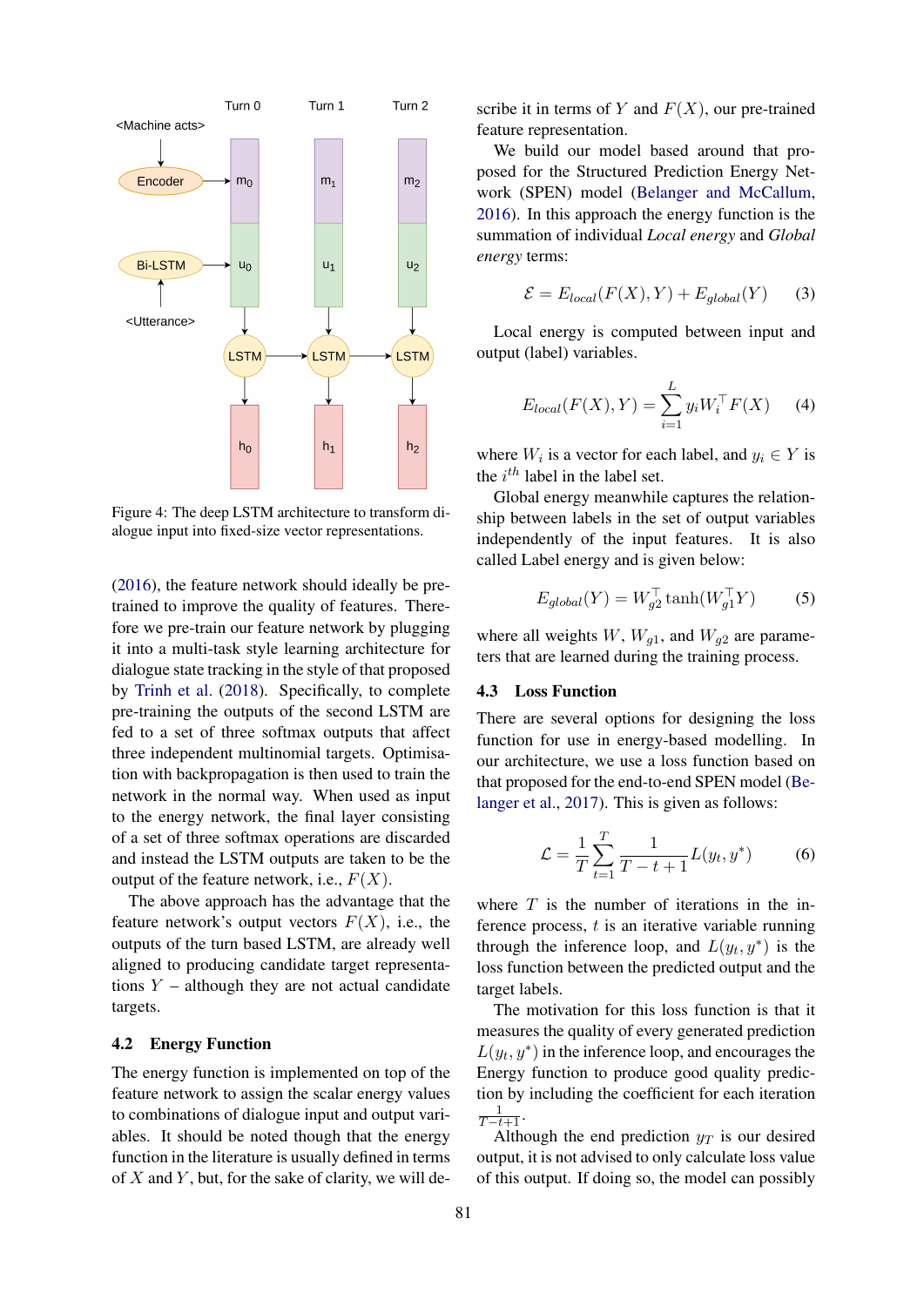Figure 4: The deep LSTM architecture to transform dialogue input into fixed-size vector representations.

(2016), the feature network should ideally be pre-trained to improve the quality of features. Therefore we pre-train our feature network by plugging it into a multi-task style learning architecture for dialogue state tracking in the style of that proposed by Trinh et al. (2018). Specifically, to complete pre-training the outputs of the second LSTM are fed to a set of three softmax outputs that affect three independent multinomial targets. Optimisation with backpropagation is then used to train the network in the normal way. When used as input to the energy network, the final layer consisting of a set of three softmax operations are discarded and instead the LSTM outputs are taken to be the output of the feature network, i.e., $F(X)$.

The above approach has the advantage that the feature network's output vectors $F(X)$, i.e., the outputs of the turn based LSTM, are already well aligned to producing candidate target representations $Y$ – although they are not actual candidate targets.

### 4.2 Energy Function

The energy function is implemented on top of the feature network to assign the scalar energy values to combinations of dialogue input and output variables. It should be noted though that the energy function in the literature is usually defined in terms of $X$ and $Y$, but, for the sake of clarity, we will describe it in terms of $Y$ and $F(X)$, our pre-trained feature representation.

We build our model based around that proposed for the Structured Prediction Energy Network (SPEN) model (Belanger and McCallum, 2016). In this approach the energy function is the summation of individual *Local energy* and *Global energy* terms:

$$\mathcal{E} = E_{local}(F(X), Y) + E_{global}(Y) \quad (3)$$

Local energy is computed between input and output (label) variables.

$$E_{local}(F(X), Y) = \sum_{i=1}^{L} y_i W_i^\top F(X) \quad (4)$$

where $W_i$ is a vector for each label, and $y_i \in Y$ is the $i^{th}$ label in the label set.

Global energy meanwhile captures the relationship between labels in the set of output variables independently of the input features. It is also called Label energy and is given below:

$$E_{global}(Y) = W_{g2}^\top \tanh(W_{g1}^\top Y) \quad (5)$$

where all weights $W$, $W_{g1}$, and $W_{g2}$ are parameters that are learned during the training process.

### 4.3 Loss Function

There are several options for designing the loss function for use in energy-based modelling. In our architecture, we use a loss function based on that proposed for the end-to-end SPEN model (Belanger et al., 2017). This is given as follows:

$$\mathcal{L} = \frac{1}{T} \sum_{t=1}^{T} \frac{1}{T - t + 1} L(y_t, y^*) \quad (6)$$

where $T$ is the number of iterations in the inference process, $t$ is an iterative variable running through the inference loop, and $L(y_t, y^*)$ is the loss function between the predicted output and the target labels.

The motivation for this loss function is that it measures the quality of every generated prediction $L(y_t, y^*)$ in the inference loop, and encourages the Energy function to produce good quality prediction by including the coefficient for each iteration $\frac{1}{T-t+1}$.

Although the end prediction $y_T$ is our desired output, it is not advised to only calculate loss value of this output. If doing so, the model can possibly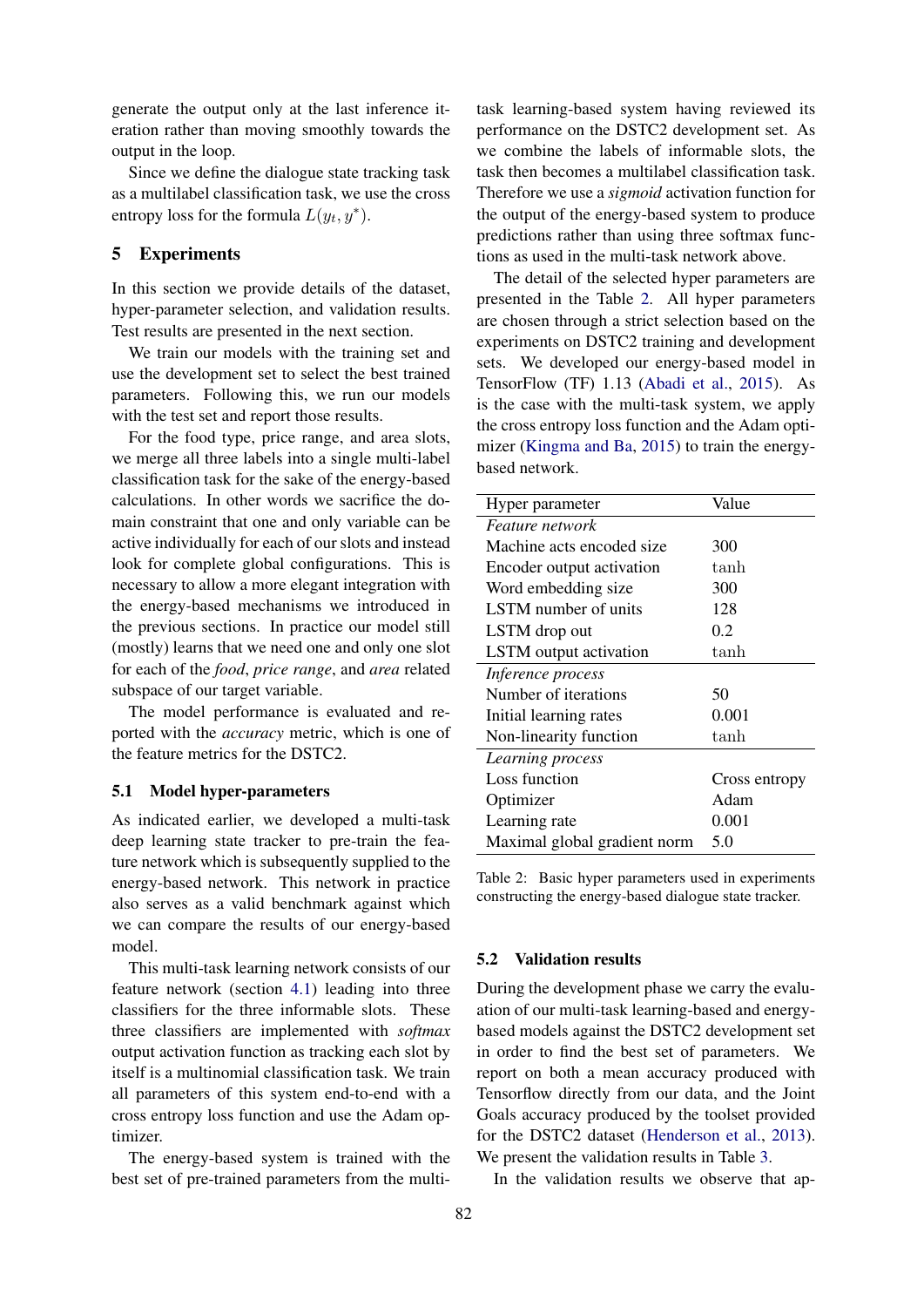generate the output only at the last inference iteration rather than moving smoothly towards the output in the loop.

Since we define the dialogue state tracking task as a multilabel classification task, we use the cross entropy loss for the formula $L(y_t, y^*)$.

## 5 Experiments

In this section we provide details of the dataset, hyper-parameter selection, and validation results. Test results are presented in the next section.

We train our models with the training set and use the development set to select the best trained parameters. Following this, we run our models with the test set and report those results.

For the food type, price range, and area slots, we merge all three labels into a single multi-label classification task for the sake of the energy-based calculations. In other words we sacrifice the domain constraint that one and only variable can be active individually for each of our slots and instead look for complete global configurations. This is necessary to allow a more elegant integration with the energy-based mechanisms we introduced in the previous sections. In practice our model still (mostly) learns that we need one and only one slot for each of the *food*, *price range*, and *area* related subspace of our target variable.

The model performance is evaluated and reported with the *accuracy* metric, which is one of the feature metrics for the DSTC2.

### 5.1 Model hyper-parameters

As indicated earlier, we developed a multi-task deep learning state tracker to pre-train the feature network which is subsequently supplied to the energy-based network. This network in practice also serves as a valid benchmark against which we can compare the results of our energy-based model.

This multi-task learning network consists of our feature network (section 4.1) leading into three classifiers for the three informable slots. These three classifiers are implemented with *softmax* output activation function as tracking each slot by itself is a multinomial classification task. We train all parameters of this system end-to-end with a cross entropy loss function and use the Adam optimizer.

The energy-based system is trained with the best set of pre-trained parameters from the multi-task learning-based system having reviewed its performance on the DSTC2 development set. As we combine the labels of informable slots, the task then becomes a multilabel classification task. Therefore we use a *sigmoid* activation function for the output of the energy-based system to produce predictions rather than using three softmax functions as used in the multi-task network above.

The detail of the selected hyper parameters are presented in the Table 2. All hyper parameters are chosen through a strict selection based on the experiments on DSTC2 training and development sets. We developed our energy-based model in TensorFlow (TF) 1.13 (Abadi et al., 2015). As is the case with the multi-task system, we apply the cross entropy loss function and the Adam optimizer (Kingma and Ba, 2015) to train the energy-based network.

| Hyper parameter | Value |
|---|---|
| *Feature network* | |
| Machine acts encoded size | 300 |
| Encoder output activation | tanh |
| Word embedding size | 300 |
| LSTM number of units | 128 |
| LSTM drop out | 0.2 |
| LSTM output activation | tanh |
| *Inference process* | |
| Number of iterations | 50 |
| Initial learning rates | 0.001 |
| Non-linearity function | tanh |
| *Learning process* | |
| Loss function | Cross entropy |
| Optimizer | Adam |
| Learning rate | 0.001 |
| Maximal global gradient norm | 5.0 |

Table 2: Basic hyper parameters used in experiments constructing the energy-based dialogue state tracker.

### 5.2 Validation results

During the development phase we carry the evaluation of our multi-task learning-based and energy-based models against the DSTC2 development set in order to find the best set of parameters. We report on both a mean accuracy produced with Tensorflow directly from our data, and the Joint Goals accuracy produced by the toolset provided for the DSTC2 dataset (Henderson et al., 2013). We present the validation results in Table 3.

In the validation results we observe that ap-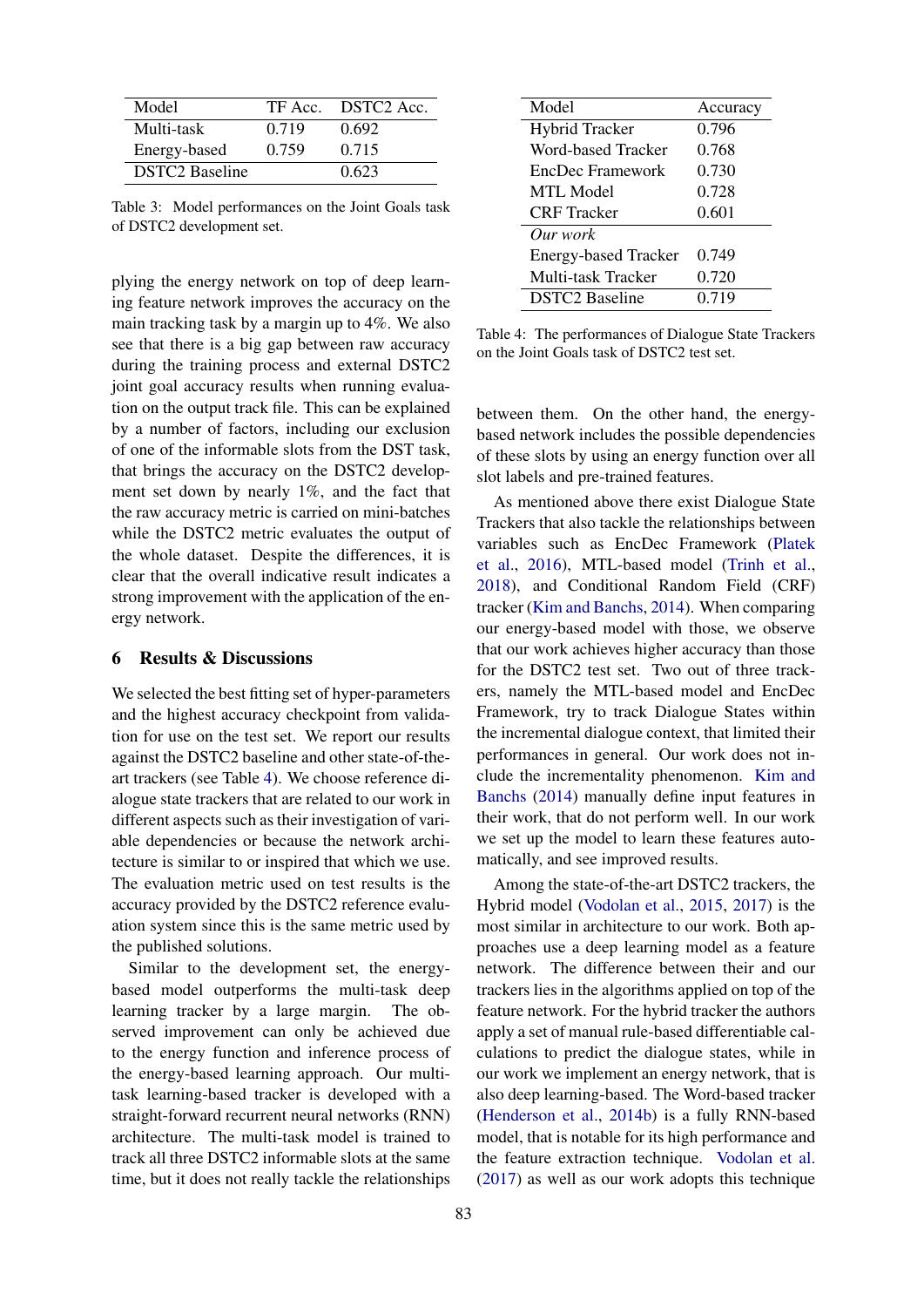| Model | TF Acc. | DSTC2 Acc. |
|---|---|---|
| Multi-task | 0.719 | 0.692 |
| Energy-based | 0.759 | 0.715 |
| DSTC2 Baseline | | 0.623 |

Table 3: Model performances on the Joint Goals task of DSTC2 development set.

plying the energy network on top of deep learning feature network improves the accuracy on the main tracking task by a margin up to 4%. We also see that there is a big gap between raw accuracy during the training process and external DSTC2 joint goal accuracy results when running evaluation on the output track file. This can be explained by a number of factors, including our exclusion of one of the informable slots from the DST task, that brings the accuracy on the DSTC2 development set down by nearly 1%, and the fact that the raw accuracy metric is carried on mini-batches while the DSTC2 metric evaluates the output of the whole dataset. Despite the differences, it is clear that the overall indicative result indicates a strong improvement with the application of the energy network.

## 6 Results & Discussions

We selected the best fitting set of hyper-parameters and the highest accuracy checkpoint from validation for use on the test set. We report our results against the DSTC2 baseline and other state-of-the-art trackers (see Table 4). We choose reference dialogue state trackers that are related to our work in different aspects such as their investigation of variable dependencies or because the network architecture is similar to or inspired that which we use. The evaluation metric used on test results is the accuracy provided by the DSTC2 reference evaluation system since this is the same metric used by the published solutions.

Similar to the development set, the energy-based model outperforms the multi-task deep learning tracker by a large margin. The observed improvement can only be achieved due to the energy function and inference process of the energy-based learning approach. Our multi-task learning-based tracker is developed with a straight-forward recurrent neural networks (RNN) architecture. The multi-task model is trained to track all three DSTC2 informable slots at the same time, but it does not really tackle the relationships between them. On the other hand, the energy-based network includes the possible dependencies of these slots by using an energy function over all slot labels and pre-trained features.

| Model | Accuracy |
|---|---|
| Hybrid Tracker | 0.796 |
| Word-based Tracker | 0.768 |
| EncDec Framework | 0.730 |
| MTL Model | 0.728 |
| CRF Tracker | 0.601 |
| *Our work* | |
| Energy-based Tracker | 0.749 |
| Multi-task Tracker | 0.720 |
| DSTC2 Baseline | 0.719 |

Table 4: The performances of Dialogue State Trackers on the Joint Goals task of DSTC2 test set.

As mentioned above there exist Dialogue State Trackers that also tackle the relationships between variables such as EncDec Framework (Platek et al., 2016), MTL-based model (Trinh et al., 2018), and Conditional Random Field (CRF) tracker (Kim and Banchs, 2014). When comparing our energy-based model with those, we observe that our work achieves higher accuracy than those for the DSTC2 test set. Two out of three trackers, namely the MTL-based model and EncDec Framework, try to track Dialogue States within the incremental dialogue context, that limited their performances in general. Our work does not include the incrementality phenomenon. Kim and Banchs (2014) manually define input features in their work, that do not perform well. In our work we set up the model to learn these features automatically, and see improved results.

Among the state-of-the-art DSTC2 trackers, the Hybrid model (Vodolan et al., 2015, 2017) is the most similar in architecture to our work. Both approaches use a deep learning model as a feature network. The difference between their and our trackers lies in the algorithms applied on top of the feature network. For the hybrid tracker the authors apply a set of manual rule-based differentiable calculations to predict the dialogue states, while in our work we implement an energy network, that is also deep learning-based. The Word-based tracker (Henderson et al., 2014b) is a fully RNN-based model, that is notable for its high performance and the feature extraction technique. Vodolan et al. (2017) as well as our work adopts this technique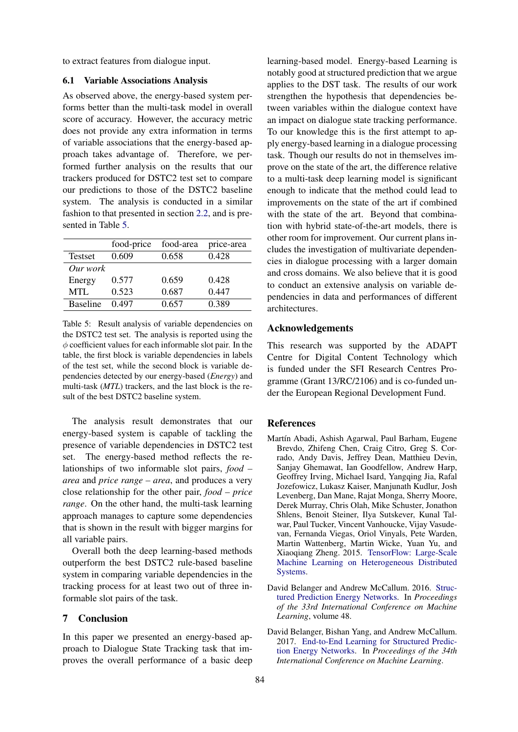to extract features from dialogue input.

### 6.1 Variable Associations Analysis

As observed above, the energy-based system performs better than the multi-task model in overall score of accuracy. However, the accuracy metric does not provide any extra information in terms of variable associations that the energy-based approach takes advantage of. Therefore, we performed further analysis on the results that our trackers produced for DSTC2 test set to compare our predictions to those of the DSTC2 baseline system. The analysis is conducted in a similar fashion to that presented in section 2.2, and is presented in Table 5.

| | food-price | food-area | price-area |
|---|---|---|---|
| Testset | 0.609 | 0.658 | 0.428 |
| *Our work* | | | |
| Energy | 0.577 | 0.659 | 0.428 |
| MTL | 0.523 | 0.687 | 0.447 |
| Baseline | 0.497 | 0.657 | 0.389 |

Table 5: Result analysis of variable dependencies on the DSTC2 test set. The analysis is reported using the $\phi$ coefficient values for each informable slot pair. In the table, the first block is variable dependencies in labels of the test set, while the second block is variable dependencies detected by our energy-based (*Energy*) and multi-task (*MTL*) trackers, and the last block is the result of the best DSTC2 baseline system.

The analysis result demonstrates that our energy-based system is capable of tackling the presence of variable dependencies in DSTC2 test set. The energy-based method reflects the relationships of two informable slot pairs, *food – area* and *price range – area*, and produces a very close relationship for the other pair, *food – price range*. On the other hand, the multi-task learning approach manages to capture some dependencies that is shown in the result with bigger margins for all variable pairs.

Overall both the deep learning-based methods outperform the best DSTC2 rule-based baseline system in comparing variable dependencies in the tracking process for at least two out of three informable slot pairs of the task.

## 7 Conclusion

In this paper we presented an energy-based approach to Dialogue State Tracking task that improves the overall performance of a basic deep learning-based model. Energy-based Learning is notably good at structured prediction that we argue applies to the DST task. The results of our work strengthen the hypothesis that dependencies between variables within the dialogue context have an impact on dialogue state tracking performance. To our knowledge this is the first attempt to apply energy-based learning in a dialogue processing task. Though our results do not in themselves improve on the state of the art, the difference relative to a multi-task deep learning model is significant enough to indicate that the method could lead to improvements on the state of the art if combined with the state of the art. Beyond that combination with hybrid state-of-the-art models, there is other room for improvement. Our current plans includes the investigation of multivariate dependencies in dialogue processing with a larger domain and cross domains. We also believe that it is good to conduct an extensive analysis on variable dependencies in data and performances of different architectures.

## Acknowledgements

This research was supported by the ADAPT Centre for Digital Content Technology which is funded under the SFI Research Centres Programme (Grant 13/RC/2106) and is co-funded under the European Regional Development Fund.

## References

Martín Abadi, Ashish Agarwal, Paul Barham, Eugene Brevdo, Zhifeng Chen, Craig Citro, Greg S. Corrado, Andy Davis, Jeffrey Dean, Matthieu Devin, Sanjay Ghemawat, Ian Goodfellow, Andrew Harp, Geoffrey Irving, Michael Isard, Yangqing Jia, Rafal Jozefowicz, Lukasz Kaiser, Manjunath Kudlur, Josh Levenberg, Dan Mane, Rajat Monga, Sherry Moore, Derek Murray, Chris Olah, Mike Schuster, Jonathon Shlens, Benoit Steiner, Ilya Sutskever, Kunal Talwar, Paul Tucker, Vincent Vanhoucke, Vijay Vasudevan, Fernanda Viegas, Oriol Vinyals, Pete Warden, Martin Wattenberg, Martin Wicke, Yuan Yu, and Xiaoqiang Zheng. 2015. TensorFlow: Large-Scale Machine Learning on Heterogeneous Distributed Systems.

David Belanger and Andrew McCallum. 2016. Structured Prediction Energy Networks. In *Proceedings of the 33rd International Conference on Machine Learning*, volume 48.

David Belanger, Bishan Yang, and Andrew McCallum. 2017. End-to-End Learning for Structured Prediction Energy Networks. In *Proceedings of the 34th International Conference on Machine Learning*.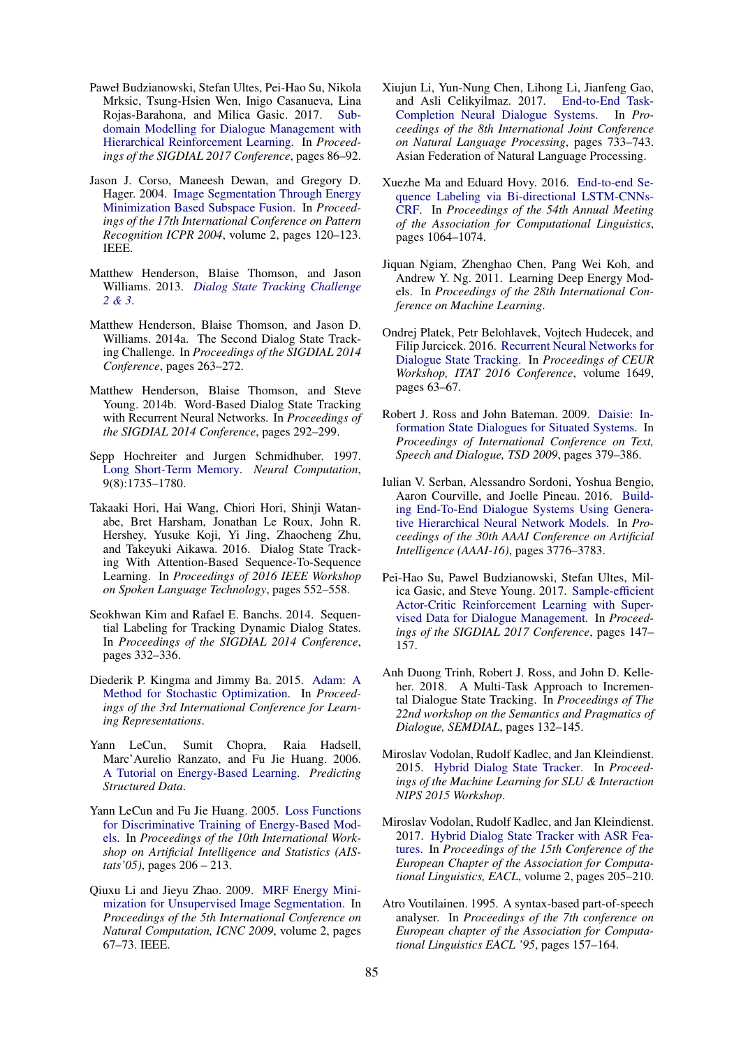Paweł Budzianowski, Stefan Ultes, Pei-Hao Su, Nikola Mrksic, Tsung-Hsien Wen, Inigo Casanueva, Lina Rojas-Barahona, and Milica Gasic. 2017. Sub-domain Modelling for Dialogue Management with Hierarchical Reinforcement Learning. In *Proceedings of the SIGDIAL 2017 Conference*, pages 86–92.

Jason J. Corso, Maneesh Dewan, and Gregory D. Hager. 2004. Image Segmentation Through Energy Minimization Based Subspace Fusion. In *Proceedings of the 17th International Conference on Pattern Recognition ICPR 2004*, volume 2, pages 120–123. IEEE.

Matthew Henderson, Blaise Thomson, and Jason Williams. 2013. *Dialog State Tracking Challenge 2 & 3*.

Matthew Henderson, Blaise Thomson, and Jason D. Williams. 2014a. The Second Dialog State Tracking Challenge. In *Proceedings of the SIGDIAL 2014 Conference*, pages 263–272.

Matthew Henderson, Blaise Thomson, and Steve Young. 2014b. Word-Based Dialog State Tracking with Recurrent Neural Networks. In *Proceedings of the SIGDIAL 2014 Conference*, pages 292–299.

Sepp Hochreiter and Jurgen Schmidhuber. 1997. Long Short-Term Memory. *Neural Computation*, 9(8):1735–1780.

Takaaki Hori, Hai Wang, Chiori Hori, Shinji Watanabe, Bret Harsham, Jonathan Le Roux, John R. Hershey, Yusuke Koji, Yi Jing, Zhaocheng Zhu, and Takeyuki Aikawa. 2016. Dialog State Tracking With Attention-Based Sequence-To-Sequence Learning. In *Proceedings of 2016 IEEE Workshop on Spoken Language Technology*, pages 552–558.

Seokhwan Kim and Rafael E. Banchs. 2014. Sequential Labeling for Tracking Dynamic Dialog States. In *Proceedings of the SIGDIAL 2014 Conference*, pages 332–336.

Diederik P. Kingma and Jimmy Ba. 2015. Adam: A Method for Stochastic Optimization. In *Proceedings of the 3rd International Conference for Learning Representations*.

Yann LeCun, Sumit Chopra, Raia Hadsell, Marc'Aurelio Ranzato, and Fu Jie Huang. 2006. A Tutorial on Energy-Based Learning. *Predicting Structured Data*.

Yann LeCun and Fu Jie Huang. 2005. Loss Functions for Discriminative Training of Energy-Based Models. In *Proceedings of the 10th International Workshop on Artificial Intelligence and Statistics (AIStats'05)*, pages 206 – 213.

Qiuxu Li and Jieyu Zhao. 2009. MRF Energy Minimization for Unsupervised Image Segmentation. In *Proceedings of the 5th International Conference on Natural Computation, ICNC 2009*, volume 2, pages 67–73. IEEE.

Xiujun Li, Yun-Nung Chen, Lihong Li, Jianfeng Gao, and Asli Celikyilmaz. 2017. End-to-End Task-Completion Neural Dialogue Systems. In *Proceedings of the 8th International Joint Conference on Natural Language Processing*, pages 733–743. Asian Federation of Natural Language Processing.

Xuezhe Ma and Eduard Hovy. 2016. End-to-end Sequence Labeling via Bi-directional LSTM-CNNs-CRF. In *Proceedings of the 54th Annual Meeting of the Association for Computational Linguistics*, pages 1064–1074.

Jiquan Ngiam, Zhenghao Chen, Pang Wei Koh, and Andrew Y. Ng. 2011. Learning Deep Energy Models. In *Proceedings of the 28th International Conference on Machine Learning*.

Ondrej Platek, Petr Belohlavek, Vojtech Hudecek, and Filip Jurcicek. 2016. Recurrent Neural Networks for Dialogue State Tracking. In *Proceedings of CEUR Workshop, ITAT 2016 Conference*, volume 1649, pages 63–67.

Robert J. Ross and John Bateman. 2009. Daisie: Information State Dialogues for Situated Systems. In *Proceedings of International Conference on Text, Speech and Dialogue, TSD 2009*, pages 379–386.

Iulian V. Serban, Alessandro Sordoni, Yoshua Bengio, Aaron Courville, and Joelle Pineau. 2016. Building End-To-End Dialogue Systems Using Generative Hierarchical Neural Network Models. In *Proceedings of the 30th AAAI Conference on Artificial Intelligence (AAAI-16)*, pages 3776–3783.

Pei-Hao Su, Pawel Budzianowski, Stefan Ultes, Milica Gasic, and Steve Young. 2017. Sample-efficient Actor-Critic Reinforcement Learning with Supervised Data for Dialogue Management. In *Proceedings of the SIGDIAL 2017 Conference*, pages 147–157.

Anh Duong Trinh, Robert J. Ross, and John D. Kelleher. 2018. A Multi-Task Approach to Incremental Dialogue State Tracking. In *Proceedings of The 22nd workshop on the Semantics and Pragmatics of Dialogue, SEMDIAL*, pages 132–145.

Miroslav Vodolan, Rudolf Kadlec, and Jan Kleindienst. 2015. Hybrid Dialog State Tracker. In *Proceedings of the Machine Learning for SLU & Interaction NIPS 2015 Workshop*.

Miroslav Vodolan, Rudolf Kadlec, and Jan Kleindienst. 2017. Hybrid Dialog State Tracker with ASR Features. In *Proceedings of the 15th Conference of the European Chapter of the Association for Computational Linguistics, EACL*, volume 2, pages 205–210.

Atro Voutilainen. 1995. A syntax-based part-of-speech analyser. In *Proceedings of the 7th conference on European chapter of the Association for Computational Linguistics EACL '95*, pages 157–164.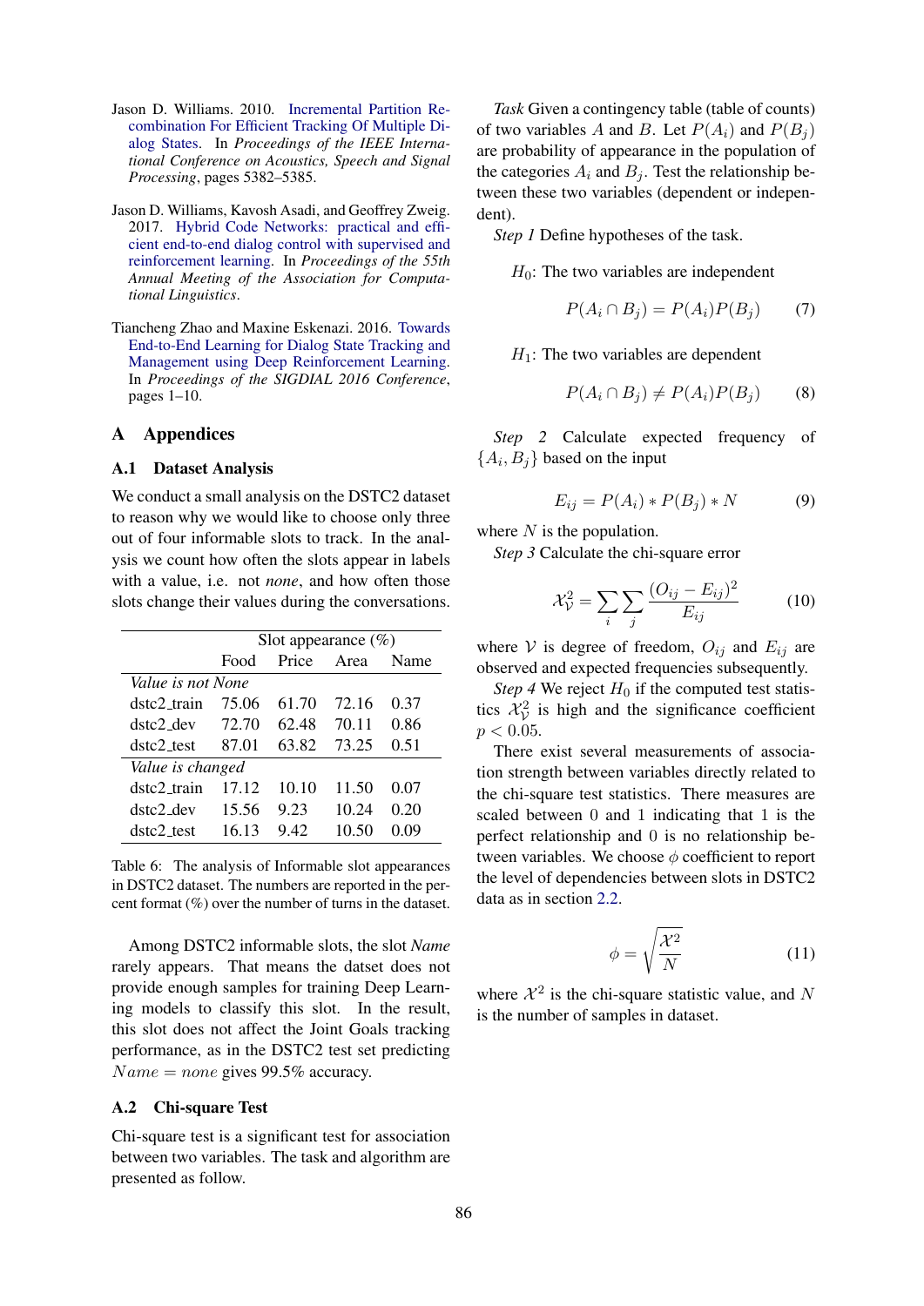Jason D. Williams. 2010. Incremental Partition Recombination For Efficient Tracking Of Multiple Dialog States. In *Proceedings of the IEEE International Conference on Acoustics, Speech and Signal Processing*, pages 5382–5385.

Jason D. Williams, Kavosh Asadi, and Geoffrey Zweig. 2017. Hybrid Code Networks: practical and efficient end-to-end dialog control with supervised and reinforcement learning. In *Proceedings of the 55th Annual Meeting of the Association for Computational Linguistics*.

Tiancheng Zhao and Maxine Eskenazi. 2016. Towards End-to-End Learning for Dialog State Tracking and Management using Deep Reinforcement Learning. In *Proceedings of the SIGDIAL 2016 Conference*, pages 1–10.

# A Appendices

## A.1 Dataset Analysis

We conduct a small analysis on the DSTC2 dataset to reason why we would like to choose only three out of four informable slots to track. In the analysis we count how often the slots appear in labels with a value, i.e. not *none*, and how often those slots change their values during the conversations.

| | Slot appearance (%) | | | |
|---|---|---|---|---|
| | Food | Price | Area | Name |
| *Value is not None* | | | | |
| dstc2_train | 75.06 | 61.70 | 72.16 | 0.37 |
| dstc2_dev | 72.70 | 62.48 | 70.11 | 0.86 |
| dstc2_test | 87.01 | 63.82 | 73.25 | 0.51 |
| *Value is changed* | | | | |
| dstc2_train | 17.12 | 10.10 | 11.50 | 0.07 |
| dstc2_dev | 15.56 | 9.23 | 10.24 | 0.20 |
| dstc2_test | 16.13 | 9.42 | 10.50 | 0.09 |

Table 6: The analysis of Informable slot appearances in DSTC2 dataset. The numbers are reported in the percent format (%) over the number of turns in the dataset.

Among DSTC2 informable slots, the slot *Name* rarely appears. That means the datset does not provide enough samples for training Deep Learning models to classify this slot. In the result, this slot does not affect the Joint Goals tracking performance, as in the DSTC2 test set predicting $Name = none$ gives 99.5% accuracy.

## A.2 Chi-square Test

Chi-square test is a significant test for association between two variables. The task and algorithm are presented as follow.

*Task* Given a contingency table (table of counts) of two variables $A$ and $B$. Let $P(A_i)$ and $P(B_j)$ are probability of appearance in the population of the categories $A_i$ and $B_j$. Test the relationship between these two variables (dependent or independent).

*Step 1* Define hypotheses of the task.

$H_0$: The two variables are independent

$$P(A_i \cap B_j) = P(A_i)P(B_j) \tag{7}$$

$H_1$: The two variables are dependent

$$P(A_i \cap B_j) \neq P(A_i)P(B_j) \tag{8}$$

*Step 2* Calculate expected frequency of $\{A_i, B_j\}$ based on the input

$$E_{ij} = P(A_i) * P(B_j) * N \tag{9}$$

where $N$ is the population.

*Step 3* Calculate the chi-square error

$$\mathcal{X}^2_{\mathcal{V}} = \sum_i \sum_j \frac{(O_{ij} - E_{ij})^2}{E_{ij}} \tag{10}$$

where $\mathcal{V}$ is degree of freedom, $O_{ij}$ and $E_{ij}$ are observed and expected frequencies subsequently.

*Step 4* We reject $H_0$ if the computed test statistics $\mathcal{X}^2_{\mathcal{V}}$ is high and the significance coefficient $p < 0.05$.

There exist several measurements of association strength between variables directly related to the chi-square test statistics. There measures are scaled between 0 and 1 indicating that 1 is the perfect relationship and 0 is no relationship between variables. We choose $\phi$ coefficient to report the level of dependencies between slots in DSTC2 data as in section 2.2.

$$\phi = \sqrt{\frac{\mathcal{X}^2}{N}} \tag{11}$$

where $\mathcal{X}^2$ is the chi-square statistic value, and $N$ is the number of samples in dataset.